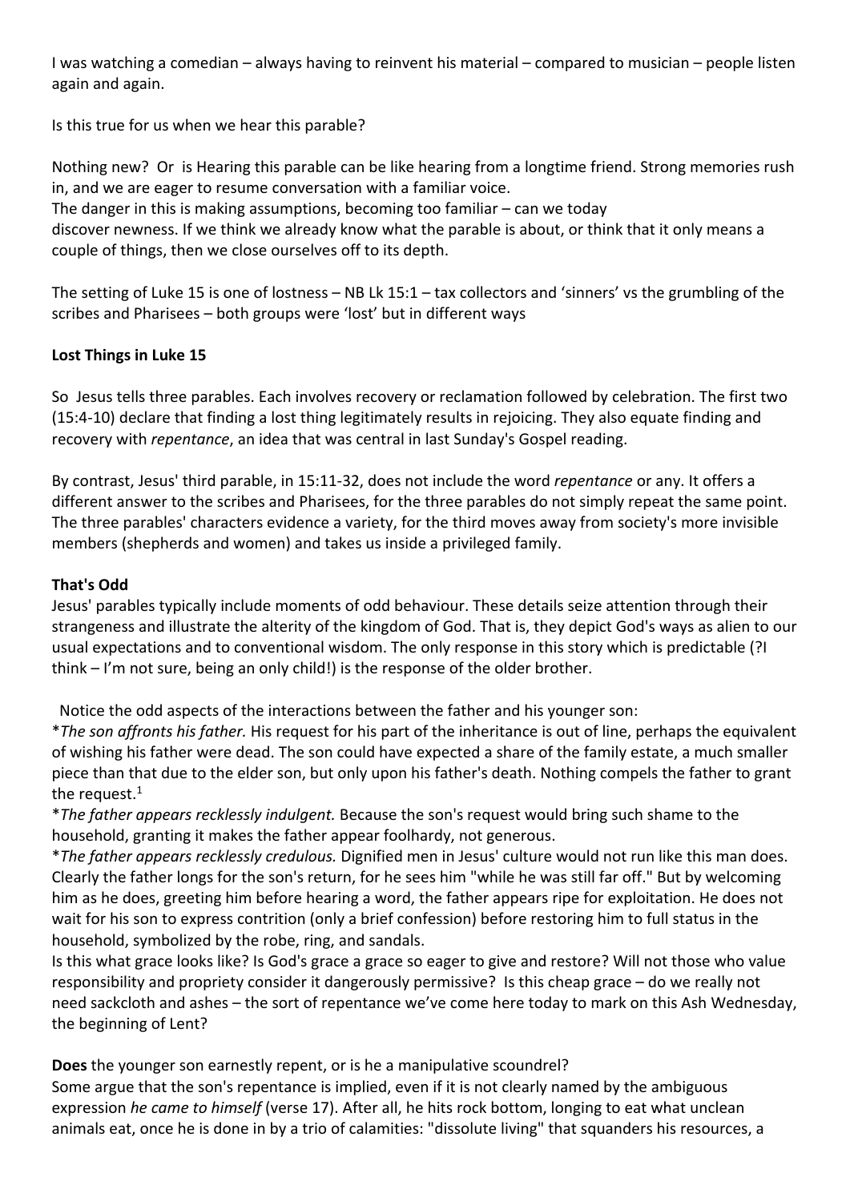I was watching a comedian – always having to reinvent his material – compared to musician – people listen again and again.

Is this true for us when we hear this parable?

Nothing new? Or is Hearing this parable can be like hearing from a longtime friend. Strong memories rush in, and we are eager to resume conversation with a familiar voice.
The danger in this is making assumptions, becoming too familiar – can we today discover newness. If we think we already know what the parable is about, or think that it only means a couple of things, then we close ourselves off to its depth.

The setting of Luke 15 is one of lostness – NB Lk 15:1 – tax collectors and 'sinners' vs the grumbling of the scribes and Pharisees – both groups were 'lost' but in different ways

**Lost Things in Luke 15**

So Jesus tells three parables. Each involves recovery or reclamation followed by celebration. The first two (15:4-10) declare that finding a lost thing legitimately results in rejoicing. They also equate finding and recovery with *repentance*, an idea that was central in last Sunday's Gospel reading.

By contrast, Jesus' third parable, in 15:11-32, does not include the word *repentance* or any. It offers a different answer to the scribes and Pharisees, for the three parables do not simply repeat the same point. The three parables' characters evidence a variety, for the third moves away from society's more invisible members (shepherds and women) and takes us inside a privileged family.

**That's Odd**
Jesus' parables typically include moments of odd behaviour. These details seize attention through their strangeness and illustrate the alterity of the kingdom of God. That is, they depict God's ways as alien to our usual expectations and to conventional wisdom. The only response in this story which is predictable (?I think – I'm not sure, being an only child!) is the response of the older brother.

Notice the odd aspects of the interactions between the father and his younger son:
**The son affronts his father.* His request for his part of the inheritance is out of line, perhaps the equivalent of wishing his father were dead. The son could have expected a share of the family estate, a much smaller piece than that due to the elder son, but only upon his father's death. Nothing compels the father to grant the request.[1]
**The father appears recklessly indulgent.* Because the son's request would bring such shame to the household, granting it makes the father appear foolhardy, not generous.
**The father appears recklessly credulous.* Dignified men in Jesus' culture would not run like this man does. Clearly the father longs for the son's return, for he sees him "while he was still far off." But by welcoming him as he does, greeting him before hearing a word, the father appears ripe for exploitation. He does not wait for his son to express contrition (only a brief confession) before restoring him to full status in the household, symbolized by the robe, ring, and sandals.
Is this what grace looks like? Is God's grace a grace so eager to give and restore? Will not those who value responsibility and propriety consider it dangerously permissive? Is this cheap grace – do we really not need sackcloth and ashes – the sort of repentance we've come here today to mark on this Ash Wednesday, the beginning of Lent?

**Does** the younger son earnestly repent, or is he a manipulative scoundrel?
Some argue that the son's repentance is implied, even if it is not clearly named by the ambiguous expression *he came to himself* (verse 17). After all, he hits rock bottom, longing to eat what unclean animals eat, once he is done in by a trio of calamities: "dissolute living" that squanders his resources, a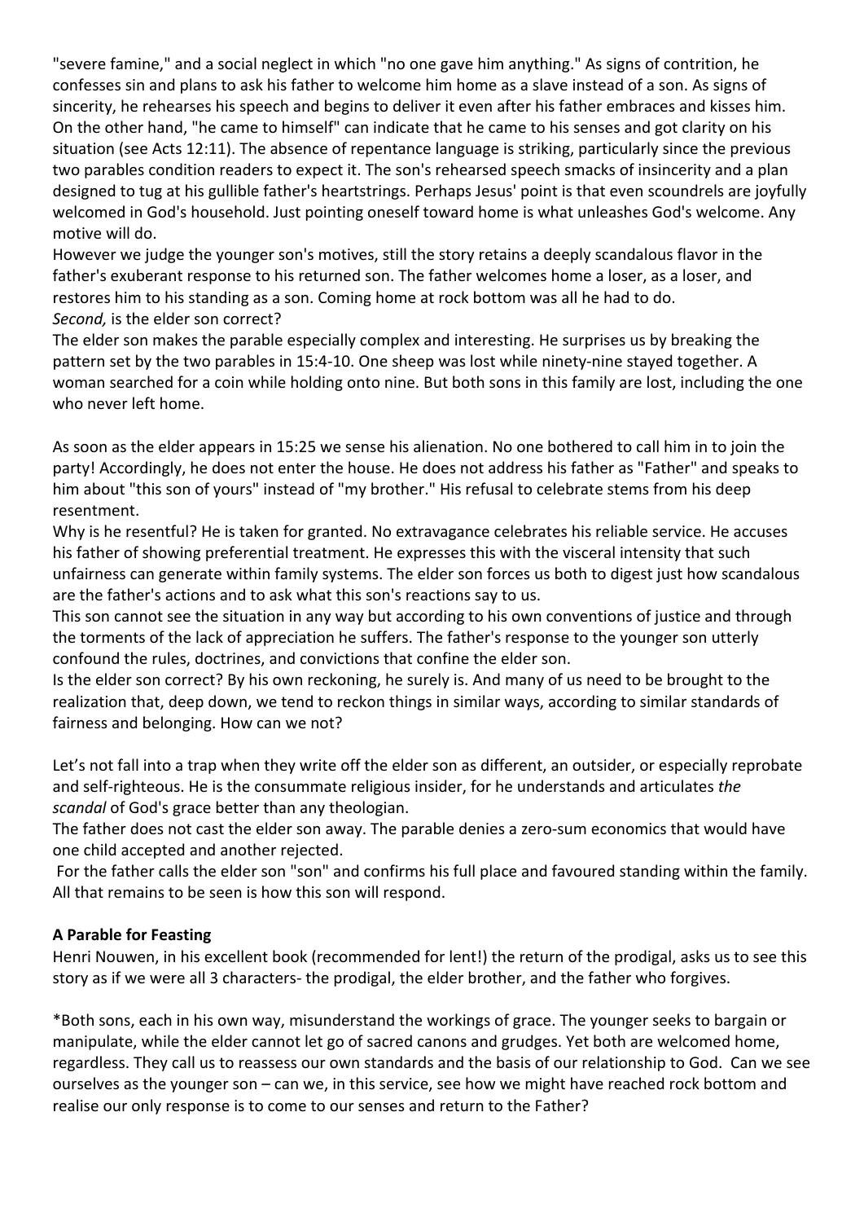"severe famine," and a social neglect in which "no one gave him anything." As signs of contrition, he confesses sin and plans to ask his father to welcome him home as a slave instead of a son. As signs of sincerity, he rehearses his speech and begins to deliver it even after his father embraces and kisses him. On the other hand, "he came to himself" can indicate that he came to his senses and got clarity on his situation (see Acts 12:11). The absence of repentance language is striking, particularly since the previous two parables condition readers to expect it. The son's rehearsed speech smacks of insincerity and a plan designed to tug at his gullible father's heartstrings. Perhaps Jesus' point is that even scoundrels are joyfully welcomed in God's household. Just pointing oneself toward home is what unleashes God's welcome. Any motive will do.

However we judge the younger son's motives, still the story retains a deeply scandalous flavor in the father's exuberant response to his returned son. The father welcomes home a loser, as a loser, and restores him to his standing as a son. Coming home at rock bottom was all he had to do.

*Second,* is the elder son correct?

The elder son makes the parable especially complex and interesting. He surprises us by breaking the pattern set by the two parables in 15:4-10. One sheep was lost while ninety-nine stayed together. A woman searched for a coin while holding onto nine. But both sons in this family are lost, including the one who never left home.

As soon as the elder appears in 15:25 we sense his alienation. No one bothered to call him in to join the party! Accordingly, he does not enter the house. He does not address his father as "Father" and speaks to him about "this son of yours" instead of "my brother." His refusal to celebrate stems from his deep resentment.

Why is he resentful? He is taken for granted. No extravagance celebrates his reliable service. He accuses his father of showing preferential treatment. He expresses this with the visceral intensity that such unfairness can generate within family systems. The elder son forces us both to digest just how scandalous are the father's actions and to ask what this son's reactions say to us.

This son cannot see the situation in any way but according to his own conventions of justice and through the torments of the lack of appreciation he suffers. The father's response to the younger son utterly confound the rules, doctrines, and convictions that confine the elder son.

Is the elder son correct? By his own reckoning, he surely is. And many of us need to be brought to the realization that, deep down, we tend to reckon things in similar ways, according to similar standards of fairness and belonging. How can we not?

Let's not fall into a trap when they write off the elder son as different, an outsider, or especially reprobate and self-righteous. He is the consummate religious insider, for he understands and articulates *the scandal* of God's grace better than any theologian.

The father does not cast the elder son away. The parable denies a zero-sum economics that would have one child accepted and another rejected.

For the father calls the elder son "son" and confirms his full place and favoured standing within the family. All that remains to be seen is how this son will respond.

**A Parable for Feasting**

Henri Nouwen, in his excellent book (recommended for lent!) the return of the prodigal, asks us to see this story as if we were all 3 characters- the prodigal, the elder brother, and the father who forgives.

*Both sons, each in his own way, misunderstand the workings of grace. The younger seeks to bargain or manipulate, while the elder cannot let go of sacred canons and grudges. Yet both are welcomed home, regardless. They call us to reassess our own standards and the basis of our relationship to God. Can we see ourselves as the younger son – can we, in this service, see how we might have reached rock bottom and realise our only response is to come to our senses and return to the Father?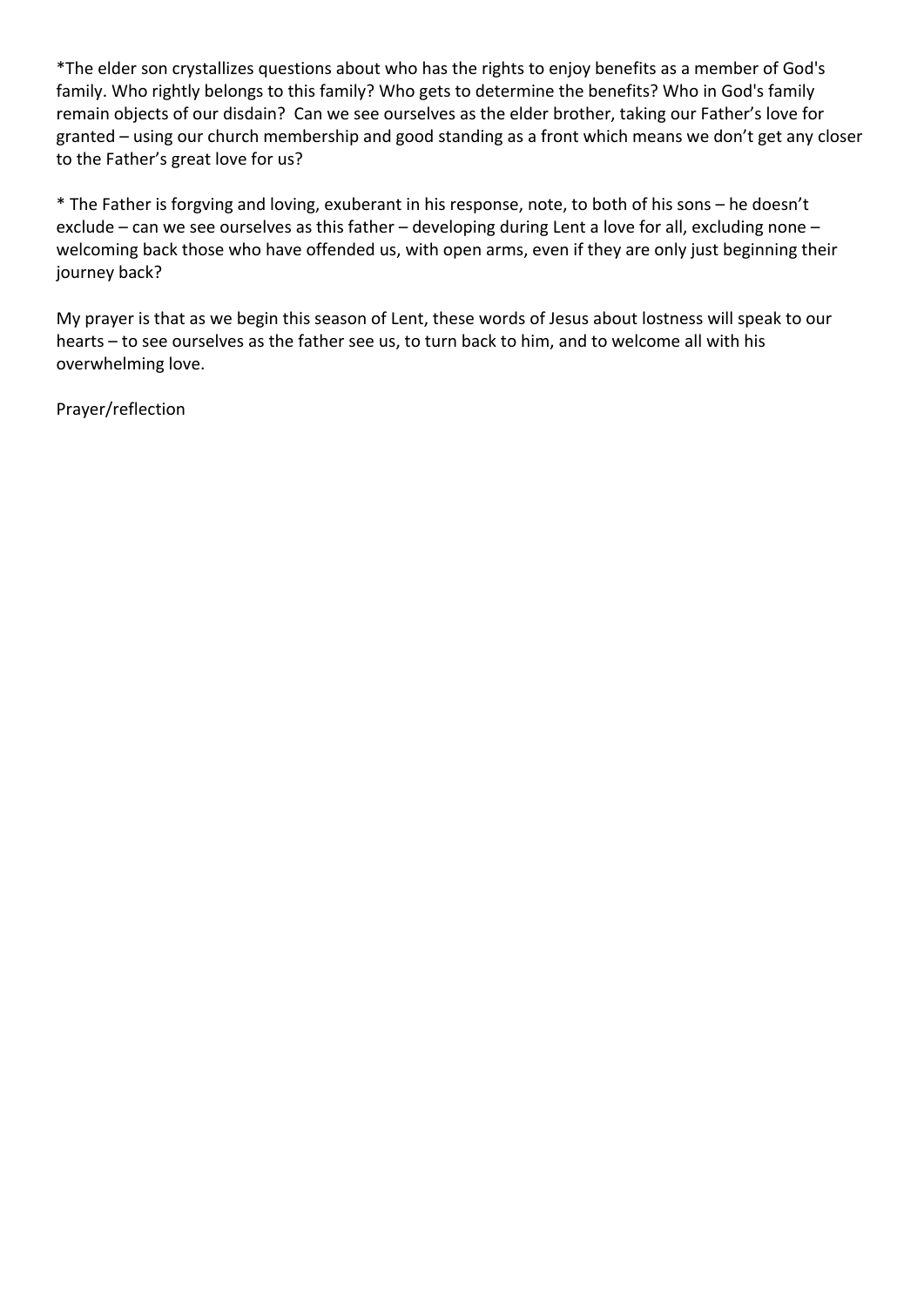*The elder son crystallizes questions about who has the rights to enjoy benefits as a member of God's family. Who rightly belongs to this family? Who gets to determine the benefits? Who in God's family remain objects of our disdain? Can we see ourselves as the elder brother, taking our Father's love for granted – using our church membership and good standing as a front which means we don't get any closer to the Father's great love for us?

* The Father is forgving and loving, exuberant in his response, note, to both of his sons – he doesn't exclude – can we see ourselves as this father – developing during Lent a love for all, excluding none – welcoming back those who have offended us, with open arms, even if they are only just beginning their journey back?

My prayer is that as we begin this season of Lent, these words of Jesus about lostness will speak to our hearts – to see ourselves as the father see us, to turn back to him, and to welcome all with his overwhelming love.

Prayer/reflection